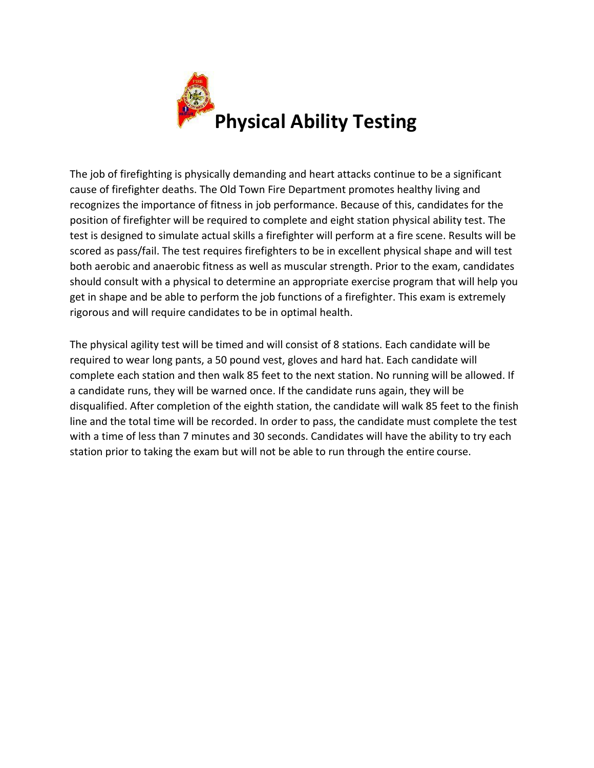# Physical Ability Testing

The job of firefighting is physically demanding and heart attacks continue to be a significant cause of firefighter deaths. The Old Town Fire Department promotes healthy living and recognizes the importance of fitness in job performance. Because of this, candidates for the position of firefighter will be required to complete and eight station physical ability test. The test is designed to simulate actual skills a firefighter will perform at a fire scene. Results will be scored as pass/fail. The test requires firefighters to be in excellent physical shape and will test both aerobic and anaerobic fitness as well as muscular strength. Prior to the exam, candidates should consult with a physical to determine an appropriate exercise program that will help you get in shape and be able to perform the job functions of a firefighter. This exam is extremely rigorous and will require candidates to be in optimal health.

The physical agility test will be timed and will consist of 8 stations. Each candidate will be required to wear long pants, a 50 pound vest, gloves and hard hat. Each candidate will complete each station and then walk 85 feet to the next station. No running will be allowed. If a candidate runs, they will be warned once. If the candidate runs again, they will be disqualified. After completion of the eighth station, the candidate will walk 85 feet to the finish line and the total time will be recorded. In order to pass, the candidate must complete the test with a time of less than 7 minutes and 30 seconds. Candidates will have the ability to try each station prior to taking the exam but will not be able to run through the entire course.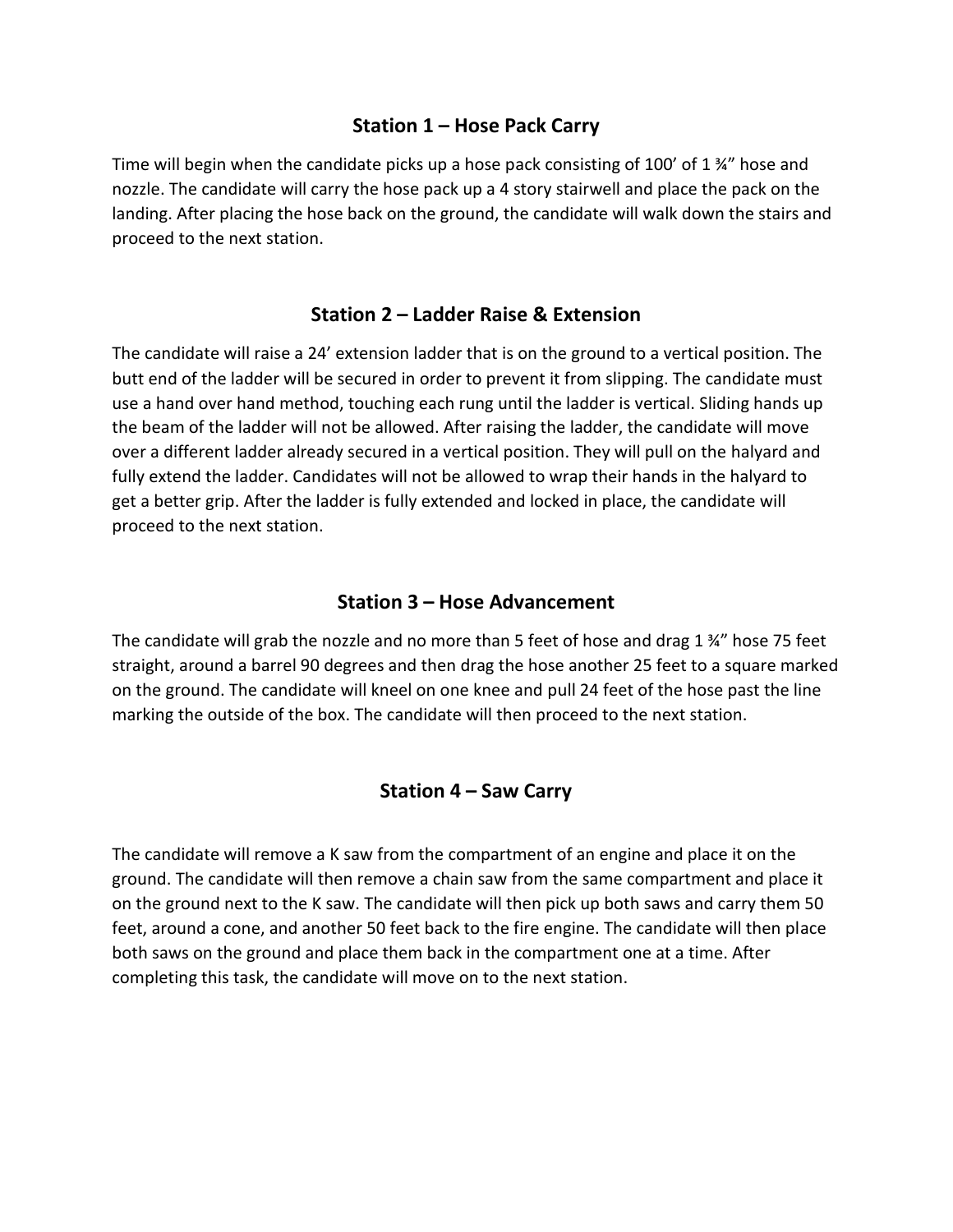## Station 1 – Hose Pack Carry

Time will begin when the candidate picks up a hose pack consisting of 100’ of 1 ¾” hose and nozzle. The candidate will carry the hose pack up a 4 story stairwell and place the pack on the landing. After placing the hose back on the ground, the candidate will walk down the stairs and proceed to the next station.

## Station 2 – Ladder Raise & Extension

The candidate will raise a 24’ extension ladder that is on the ground to a vertical position. The butt end of the ladder will be secured in order to prevent it from slipping. The candidate must use a hand over hand method, touching each rung until the ladder is vertical. Sliding hands up the beam of the ladder will not be allowed. After raising the ladder, the candidate will move over a different ladder already secured in a vertical position. They will pull on the halyard and fully extend the ladder. Candidates will not be allowed to wrap their hands in the halyard to get a better grip. After the ladder is fully extended and locked in place, the candidate will proceed to the next station.

## Station 3 – Hose Advancement

The candidate will grab the nozzle and no more than 5 feet of hose and drag 1 ¾” hose 75 feet straight, around a barrel 90 degrees and then drag the hose another 25 feet to a square marked on the ground. The candidate will kneel on one knee and pull 24 feet of the hose past the line marking the outside of the box. The candidate will then proceed to the next station.

## Station 4 – Saw Carry

The candidate will remove a K saw from the compartment of an engine and place it on the ground. The candidate will then remove a chain saw from the same compartment and place it on the ground next to the K saw. The candidate will then pick up both saws and carry them 50 feet, around a cone, and another 50 feet back to the fire engine. The candidate will then place both saws on the ground and place them back in the compartment one at a time. After completing this task, the candidate will move on to the next station.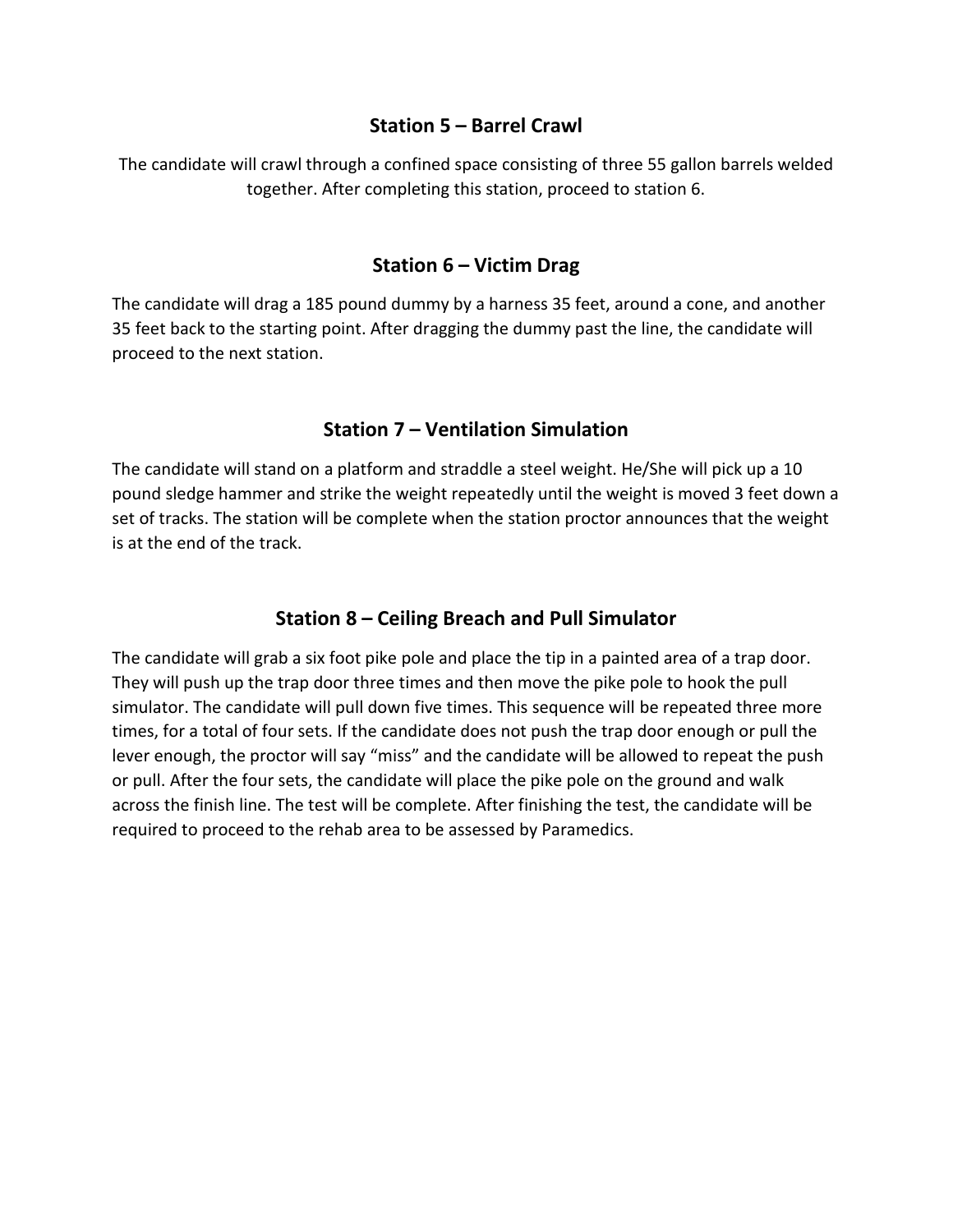## Station 5 – Barrel Crawl

The candidate will crawl through a confined space consisting of three 55 gallon barrels welded together. After completing this station, proceed to station 6.

## Station 6 – Victim Drag

The candidate will drag a 185 pound dummy by a harness 35 feet, around a cone, and another 35 feet back to the starting point. After dragging the dummy past the line, the candidate will proceed to the next station.

## Station 7 – Ventilation Simulation

The candidate will stand on a platform and straddle a steel weight. He/She will pick up a 10 pound sledge hammer and strike the weight repeatedly until the weight is moved 3 feet down a set of tracks. The station will be complete when the station proctor announces that the weight is at the end of the track.

## Station 8 – Ceiling Breach and Pull Simulator

The candidate will grab a six foot pike pole and place the tip in a painted area of a trap door. They will push up the trap door three times and then move the pike pole to hook the pull simulator. The candidate will pull down five times. This sequence will be repeated three more times, for a total of four sets. If the candidate does not push the trap door enough or pull the lever enough, the proctor will say "miss" and the candidate will be allowed to repeat the push or pull. After the four sets, the candidate will place the pike pole on the ground and walk across the finish line. The test will be complete. After finishing the test, the candidate will be required to proceed to the rehab area to be assessed by Paramedics.